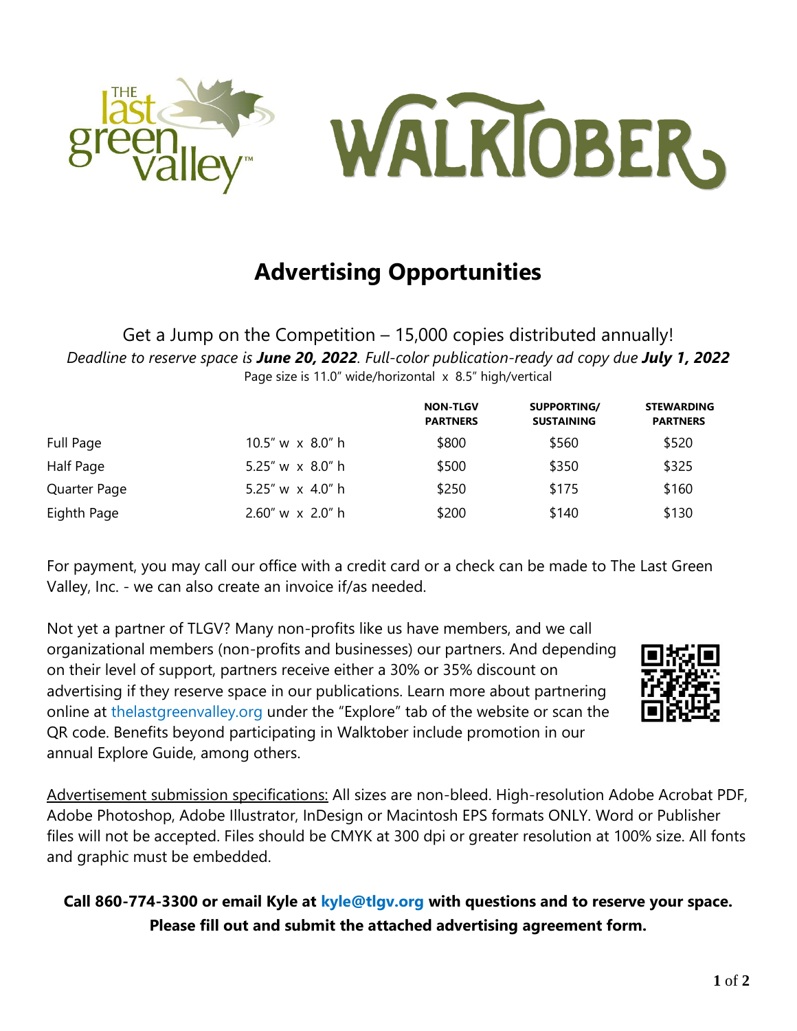# Advertising Opportunities

Get a Jump on the Competition – 15,000 copies distributed annually!

*Deadline to reserve space is **June 20, 2022**. Full-color publication-ready ad copy due **July 1, 2022***

Page size is 11.0" wide/horizontal x 8.5" high/vertical

| | | NON-TLGV PARTNERS | SUPPORTING/ SUSTAINING | STEWARDING PARTNERS |
|---|---|---|---|---|
| Full Page | 10.5" w x 8.0" h | $800 | $560 | $520 |
| Half Page | 5.25" w x 8.0" h | $500 | $350 | $325 |
| Quarter Page | 5.25" w x 4.0" h | $250 | $175 | $160 |
| Eighth Page | 2.60" w x 2.0" h | $200 | $140 | $130 |

For payment, you may call our office with a credit card or a check can be made to The Last Green Valley, Inc. - we can also create an invoice if/as needed.

Not yet a partner of TLGV? Many non-profits like us have members, and we call organizational members (non-profits and businesses) our partners. And depending on their level of support, partners receive either a 30% or 35% discount on advertising if they reserve space in our publications. Learn more about partnering online at thelastgreenvalley.org under the "Explore" tab of the website or scan the QR code. Benefits beyond participating in Walktober include promotion in our annual Explore Guide, among others.

Advertisement submission specifications: All sizes are non-bleed. High-resolution Adobe Acrobat PDF, Adobe Photoshop, Adobe Illustrator, InDesign or Macintosh EPS formats ONLY. Word or Publisher files will not be accepted. Files should be CMYK at 300 dpi or greater resolution at 100% size. All fonts and graphic must be embedded.

**Call 860-774-3300 or email Kyle at kyle@tlgv.org with questions and to reserve your space.**

**Please fill out and submit the attached advertising agreement form.**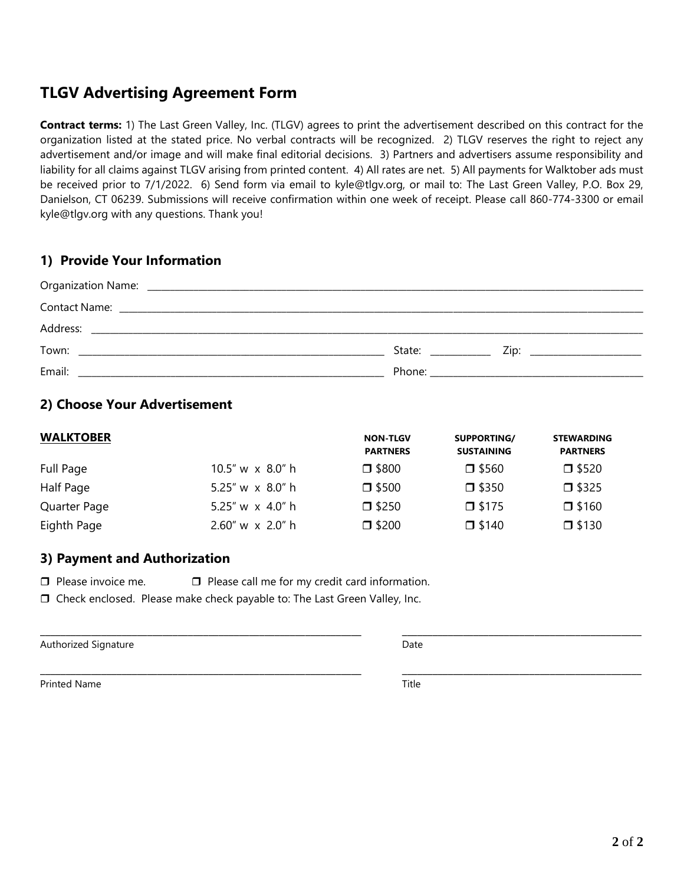## TLGV Advertising Agreement Form

**Contract terms:** 1) The Last Green Valley, Inc. (TLGV) agrees to print the advertisement described on this contract for the organization listed at the stated price. No verbal contracts will be recognized. 2) TLGV reserves the right to reject any advertisement and/or image and will make final editorial decisions. 3) Partners and advertisers assume responsibility and liability for all claims against TLGV arising from printed content. 4) All rates are net. 5) All payments for Walktober ads must be received prior to 7/1/2022. 6) Send form via email to kyle@tlgv.org, or mail to: The Last Green Valley, P.O. Box 29, Danielson, CT 06239. Submissions will receive confirmation within one week of receipt. Please call 860-774-3300 or email kyle@tlgv.org with any questions. Thank you!

### 1) Provide Your Information

Organization Name: ____________________

Contact Name: ____________________

Address: ____________________

Town: ____________________ State: __________ Zip: __________

Email: ____________________ Phone: ____________________

### 2) Choose Your Advertisement

| **WALKTOBER** | | **NON-TLGV PARTNERS** | **SUPPORTING/ SUSTAINING** | **STEWARDING PARTNERS** |
|---|---|---|---|---|
| Full Page | 10.5" w x 8.0" h | ❒ $800 | ❒ $560 | ❒ $520 |
| Half Page | 5.25" w x 8.0" h | ❒ $500 | ❒ $350 | ❒ $325 |
| Quarter Page | 5.25" w x 4.0" h | ❒ $250 | ❒ $175 | ❒ $160 |
| Eighth Page | 2.60" w x 2.0" h | ❒ $200 | ❒ $140 | ❒ $130 |

### 3) Payment and Authorization

❒ Please invoice me. ❒ Please call me for my credit card information.

❒ Check enclosed. Please make check payable to: The Last Green Valley, Inc.

____________________ ____________________

Authorized Signature Date

____________________ ____________________

Printed Name Title